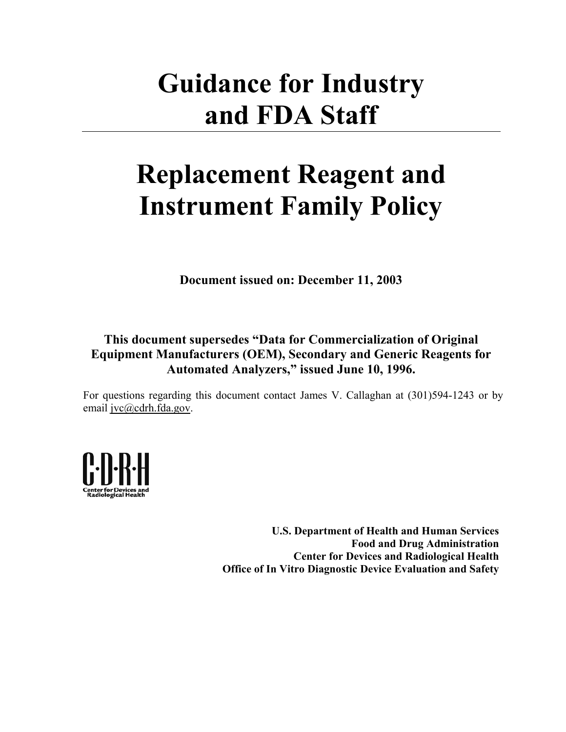# Guidance for Industry and FDA Staff

# Replacement Reagent and Instrument Family Policy

**Document issued on: December 11, 2003**

**This document supersedes "Data for Commercialization of Original Equipment Manufacturers (OEM), Secondary and Generic Reagents for Automated Analyzers," issued June 10, 1996.**

For questions regarding this document contact James V. Callaghan at (301)594-1243 or by email jvc@cdrh.fda.gov.

C·D·R·H
Center for Devices and Radiological Health

**U.S. Department of Health and Human Services**
**Food and Drug Administration**
**Center for Devices and Radiological Health**
**Office of In Vitro Diagnostic Device Evaluation and Safety**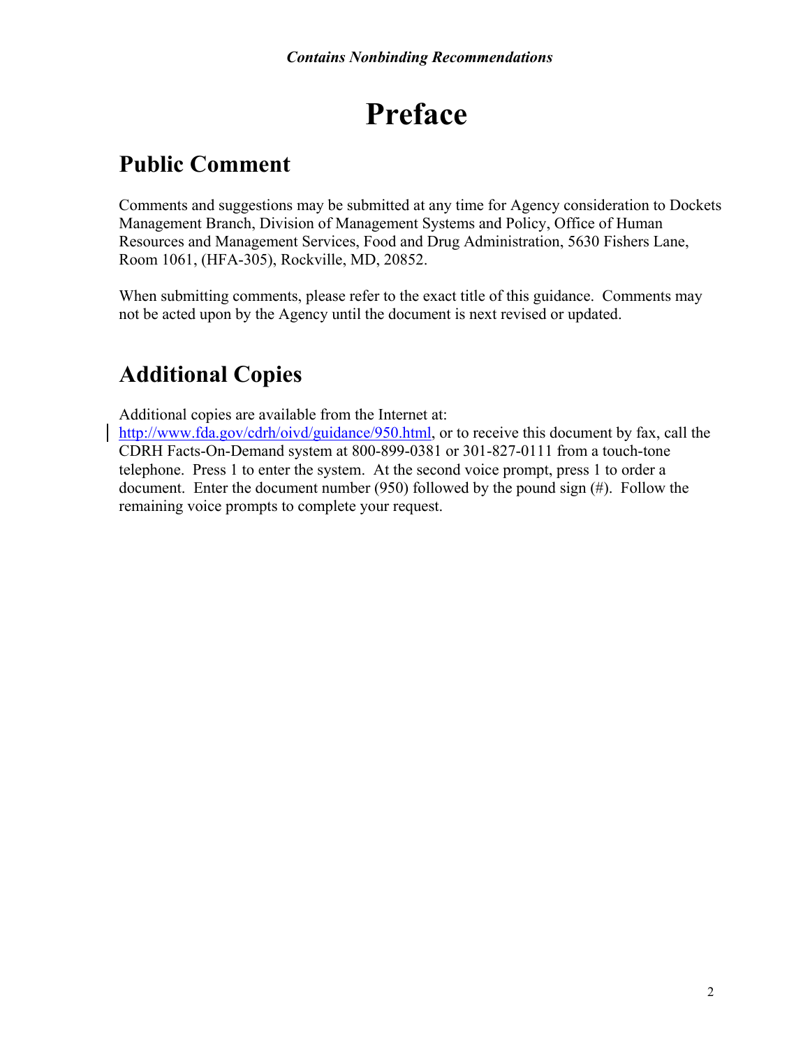# Preface

## Public Comment

Comments and suggestions may be submitted at any time for Agency consideration to Dockets Management Branch, Division of Management Systems and Policy, Office of Human Resources and Management Services, Food and Drug Administration, 5630 Fishers Lane, Room 1061, (HFA-305), Rockville, MD, 20852.

When submitting comments, please refer to the exact title of this guidance. Comments may not be acted upon by the Agency until the document is next revised or updated.

## Additional Copies

Additional copies are available from the Internet at: http://www.fda.gov/cdrh/oivd/guidance/950.html, or to receive this document by fax, call the CDRH Facts-On-Demand system at 800-899-0381 or 301-827-0111 from a touch-tone telephone. Press 1 to enter the system. At the second voice prompt, press 1 to order a document. Enter the document number (950) followed by the pound sign (#). Follow the remaining voice prompts to complete your request.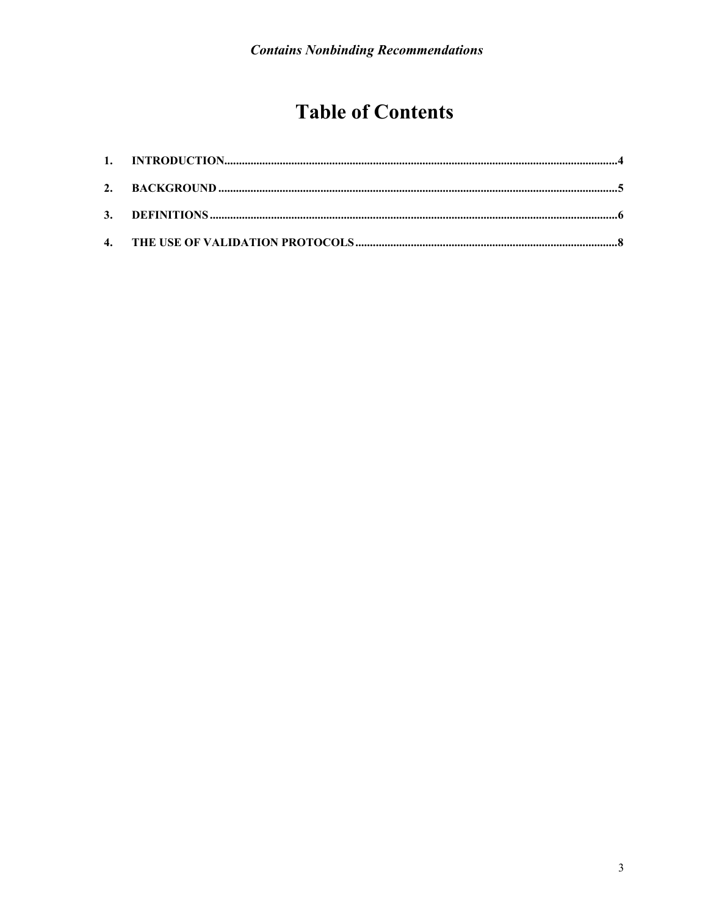# Table of Contents

1. INTRODUCTION....................................................................................................................................4
2. BACKGROUND ......................................................................................................................................5
3. DEFINITIONS.........................................................................................................................................6
4. THE USE OF VALIDATION PROTOCOLS ..........................................................................................8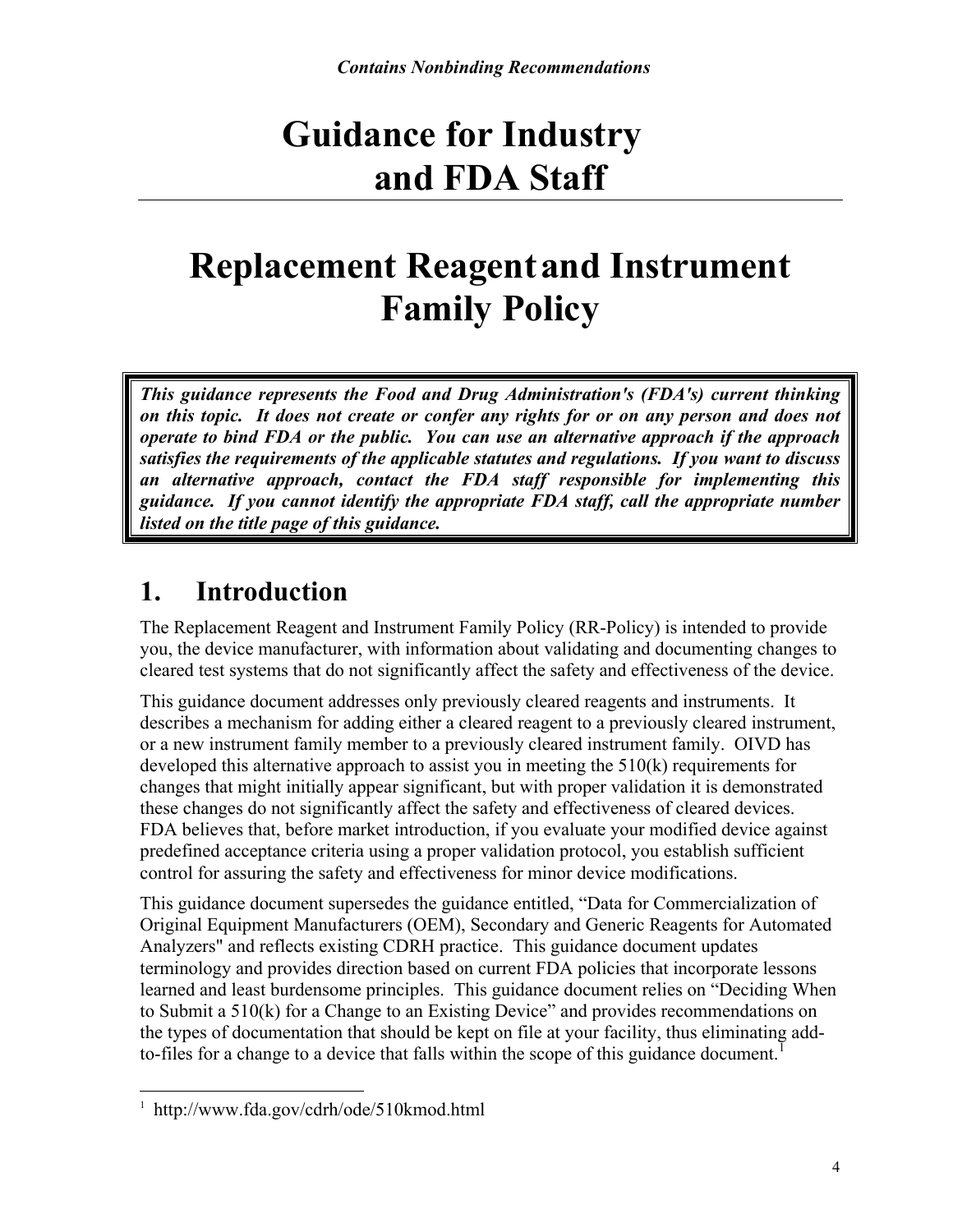*Contains Nonbinding Recommendations*

# Guidance for Industry and FDA Staff

# Replacement Reagent and Instrument Family Policy

***This guidance represents the Food and Drug Administration's (FDA's) current thinking on this topic. It does not create or confer any rights for or on any person and does not operate to bind FDA or the public. You can use an alternative approach if the approach satisfies the requirements of the applicable statutes and regulations. If you want to discuss an alternative approach, contact the FDA staff responsible for implementing this guidance. If you cannot identify the appropriate FDA staff, call the appropriate number listed on the title page of this guidance.***

## 1. Introduction

The Replacement Reagent and Instrument Family Policy (RR-Policy) is intended to provide you, the device manufacturer, with information about validating and documenting changes to cleared test systems that do not significantly affect the safety and effectiveness of the device.

This guidance document addresses only previously cleared reagents and instruments. It describes a mechanism for adding either a cleared reagent to a previously cleared instrument, or a new instrument family member to a previously cleared instrument family. OIVD has developed this alternative approach to assist you in meeting the 510(k) requirements for changes that might initially appear significant, but with proper validation it is demonstrated these changes do not significantly affect the safety and effectiveness of cleared devices. FDA believes that, before market introduction, if you evaluate your modified device against predefined acceptance criteria using a proper validation protocol, you establish sufficient control for assuring the safety and effectiveness for minor device modifications.

This guidance document supersedes the guidance entitled, "Data for Commercialization of Original Equipment Manufacturers (OEM), Secondary and Generic Reagents for Automated Analyzers" and reflects existing CDRH practice. This guidance document updates terminology and provides direction based on current FDA policies that incorporate lessons learned and least burdensome principles. This guidance document relies on "Deciding When to Submit a 510(k) for a Change to an Existing Device" and provides recommendations on the types of documentation that should be kept on file at your facility, thus eliminating add-to-files for a change to a device that falls within the scope of this guidance document.[1]

---

[1] http://www.fda.gov/cdrh/ode/510kmod.html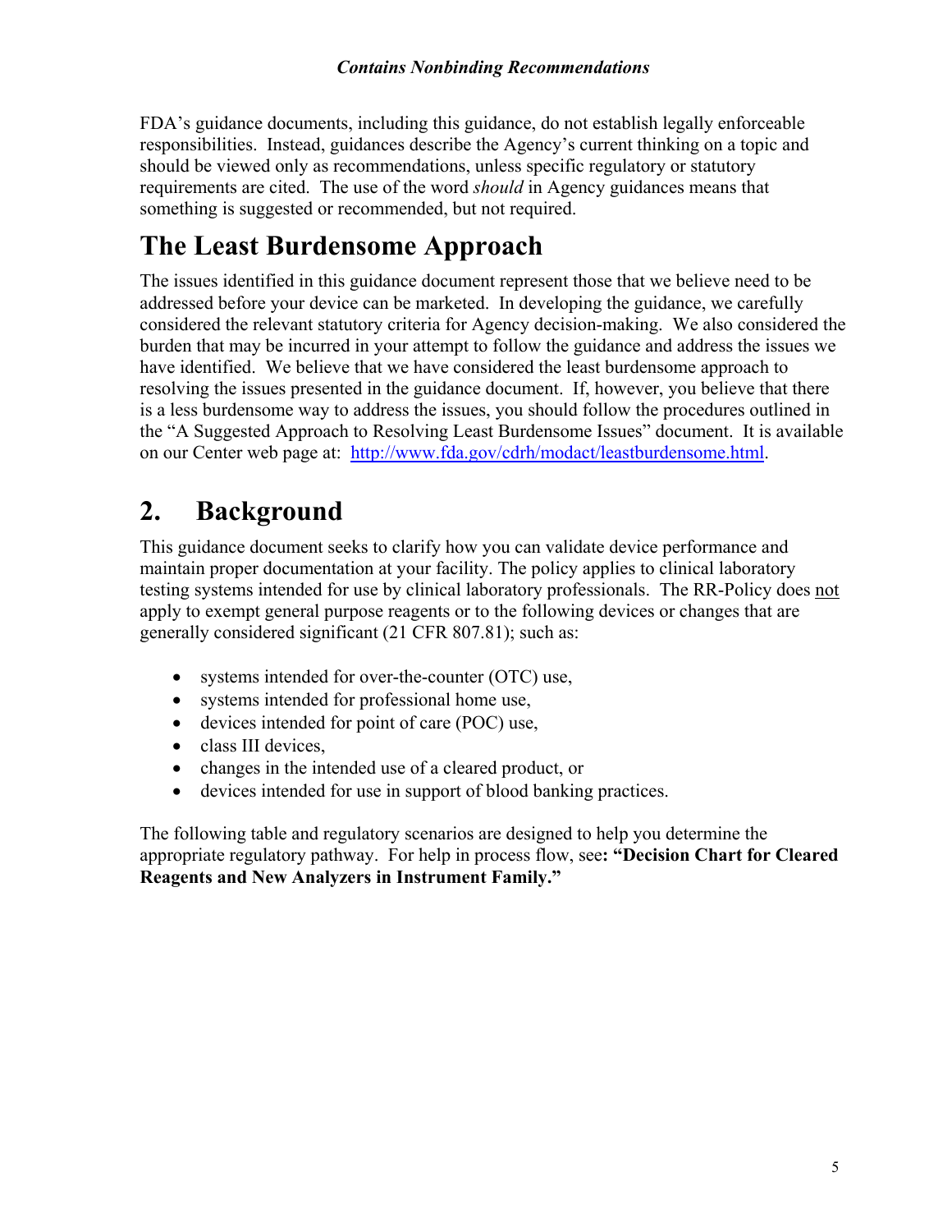FDA's guidance documents, including this guidance, do not establish legally enforceable responsibilities. Instead, guidances describe the Agency's current thinking on a topic and should be viewed only as recommendations, unless specific regulatory or statutory requirements are cited. The use of the word *should* in Agency guidances means that something is suggested or recommended, but not required.

# The Least Burdensome Approach

The issues identified in this guidance document represent those that we believe need to be addressed before your device can be marketed. In developing the guidance, we carefully considered the relevant statutory criteria for Agency decision-making. We also considered the burden that may be incurred in your attempt to follow the guidance and address the issues we have identified. We believe that we have considered the least burdensome approach to resolving the issues presented in the guidance document. If, however, you believe that there is a less burdensome way to address the issues, you should follow the procedures outlined in the "A Suggested Approach to Resolving Least Burdensome Issues" document. It is available on our Center web page at: [http://www.fda.gov/cdrh/modact/leastburdensome.html](http://www.fda.gov/cdrh/modact/leastburdensome.html).

# 2. Background

This guidance document seeks to clarify how you can validate device performance and maintain proper documentation at your facility. The policy applies to clinical laboratory testing systems intended for use by clinical laboratory professionals. The RR-Policy does not apply to exempt general purpose reagents or to the following devices or changes that are generally considered significant (21 CFR 807.81); such as:

- systems intended for over-the-counter (OTC) use,
- systems intended for professional home use,
- devices intended for point of care (POC) use,
- class III devices,
- changes in the intended use of a cleared product, or
- devices intended for use in support of blood banking practices.

The following table and regulatory scenarios are designed to help you determine the appropriate regulatory pathway. For help in process flow, see**: "Decision Chart for Cleared Reagents and New Analyzers in Instrument Family."**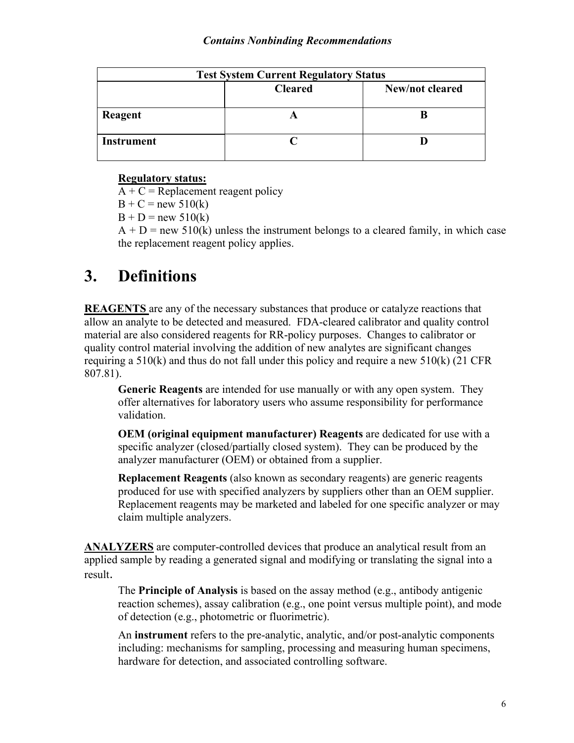| Test System Current Regulatory Status | | |
|---|---|---|
| | **Cleared** | **New/not cleared** |
| **Reagent** | **A** | **B** |
| **Instrument** | **C** | **D** |

**Regulatory status:**

A + C = Replacement reagent policy  
B + C = new 510(k)  
B + D = new 510(k)  
A + D = new 510(k) unless the instrument belongs to a cleared family, in which case the replacement reagent policy applies.

# 3. Definitions

**REAGENTS** are any of the necessary substances that produce or catalyze reactions that allow an analyte to be detected and measured. FDA-cleared calibrator and quality control material are also considered reagents for RR-policy purposes. Changes to calibrator or quality control material involving the addition of new analytes are significant changes requiring a 510(k) and thus do not fall under this policy and require a new 510(k) (21 CFR 807.81).

**Generic Reagents** are intended for use manually or with any open system. They offer alternatives for laboratory users who assume responsibility for performance validation.

**OEM (original equipment manufacturer) Reagents** are dedicated for use with a specific analyzer (closed/partially closed system). They can be produced by the analyzer manufacturer (OEM) or obtained from a supplier.

**Replacement Reagents** (also known as secondary reagents) are generic reagents produced for use with specified analyzers by suppliers other than an OEM supplier. Replacement reagents may be marketed and labeled for one specific analyzer or may claim multiple analyzers.

**ANALYZERS** are computer-controlled devices that produce an analytical result from an applied sample by reading a generated signal and modifying or translating the signal into a result.

The **Principle of Analysis** is based on the assay method (e.g., antibody antigenic reaction schemes), assay calibration (e.g., one point versus multiple point), and mode of detection (e.g., photometric or fluorimetric).

An **instrument** refers to the pre-analytic, analytic, and/or post-analytic components including: mechanisms for sampling, processing and measuring human specimens, hardware for detection, and associated controlling software.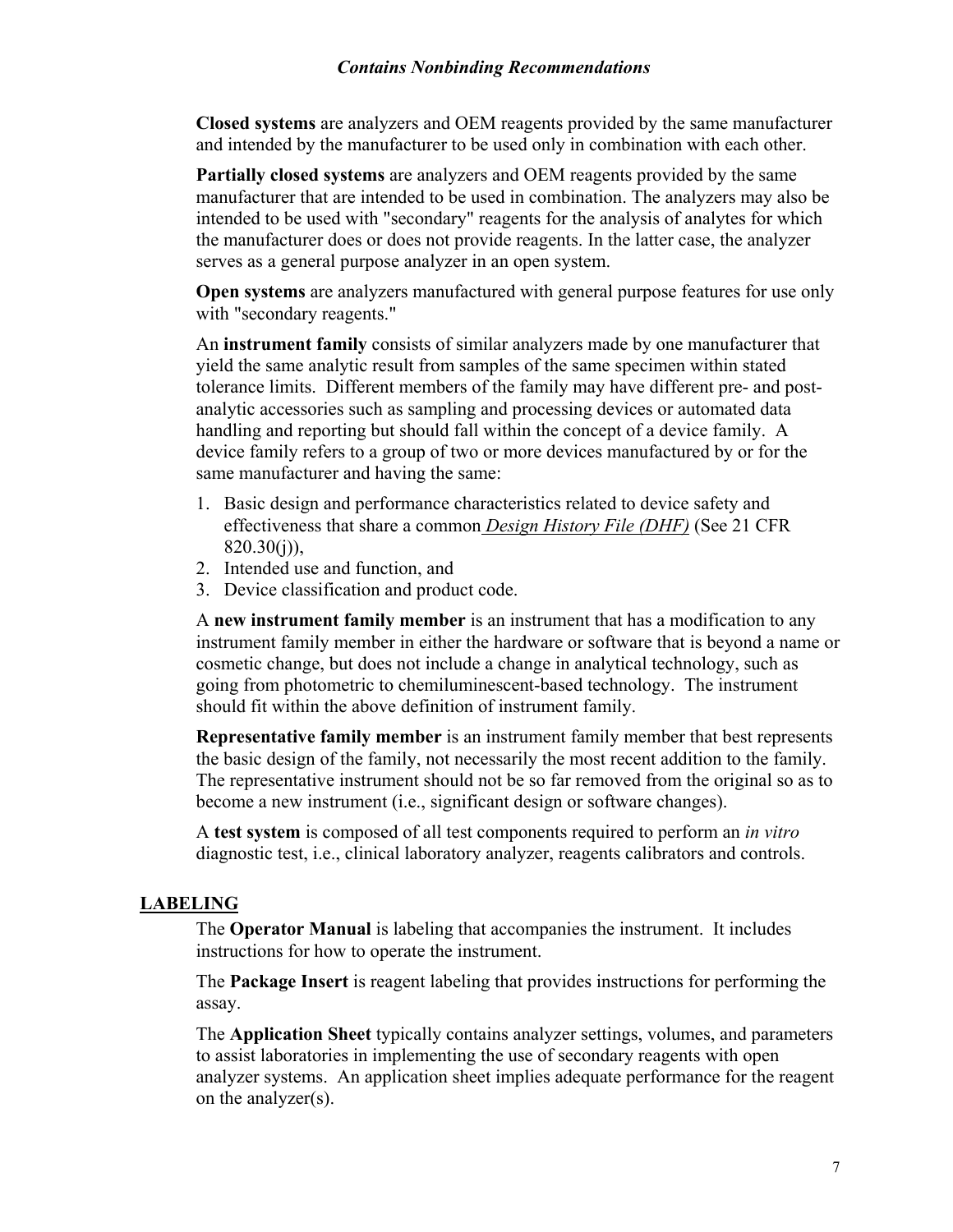**Closed systems** are analyzers and OEM reagents provided by the same manufacturer and intended by the manufacturer to be used only in combination with each other.

**Partially closed systems** are analyzers and OEM reagents provided by the same manufacturer that are intended to be used in combination. The analyzers may also be intended to be used with "secondary" reagents for the analysis of analytes for which the manufacturer does or does not provide reagents. In the latter case, the analyzer serves as a general purpose analyzer in an open system.

**Open systems** are analyzers manufactured with general purpose features for use only with "secondary reagents."

An **instrument family** consists of similar analyzers made by one manufacturer that yield the same analytic result from samples of the same specimen within stated tolerance limits. Different members of the family may have different pre- and post-analytic accessories such as sampling and processing devices or automated data handling and reporting but should fall within the concept of a device family. A device family refers to a group of two or more devices manufactured by or for the same manufacturer and having the same:

1. Basic design and performance characteristics related to device safety and effectiveness that share a common *Design History File (DHF)* (See 21 CFR 820.30(j)),
2. Intended use and function, and
3. Device classification and product code.

A **new instrument family member** is an instrument that has a modification to any instrument family member in either the hardware or software that is beyond a name or cosmetic change, but does not include a change in analytical technology, such as going from photometric to chemiluminescent-based technology. The instrument should fit within the above definition of instrument family.

**Representative family member** is an instrument family member that best represents the basic design of the family, not necessarily the most recent addition to the family. The representative instrument should not be so far removed from the original so as to become a new instrument (i.e., significant design or software changes).

A **test system** is composed of all test components required to perform an *in vitro* diagnostic test, i.e., clinical laboratory analyzer, reagents calibrators and controls.

## LABELING

The **Operator Manual** is labeling that accompanies the instrument. It includes instructions for how to operate the instrument.

The **Package Insert** is reagent labeling that provides instructions for performing the assay.

The **Application Sheet** typically contains analyzer settings, volumes, and parameters to assist laboratories in implementing the use of secondary reagents with open analyzer systems. An application sheet implies adequate performance for the reagent on the analyzer(s).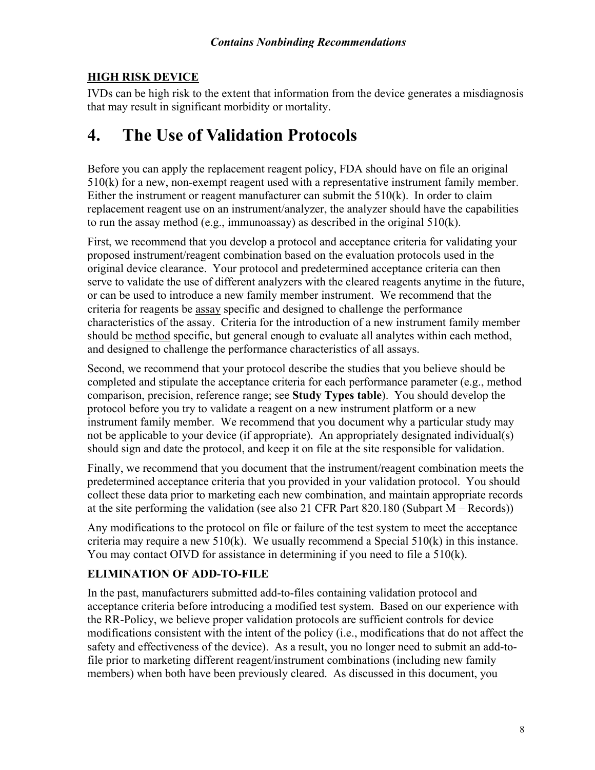**HIGH RISK DEVICE**

IVDs can be high risk to the extent that information from the device generates a misdiagnosis that may result in significant morbidity or mortality.

# 4. The Use of Validation Protocols

Before you can apply the replacement reagent policy, FDA should have on file an original 510(k) for a new, non-exempt reagent used with a representative instrument family member. Either the instrument or reagent manufacturer can submit the 510(k). In order to claim replacement reagent use on an instrument/analyzer, the analyzer should have the capabilities to run the assay method (e.g., immunoassay) as described in the original 510(k).

First, we recommend that you develop a protocol and acceptance criteria for validating your proposed instrument/reagent combination based on the evaluation protocols used in the original device clearance. Your protocol and predetermined acceptance criteria can then serve to validate the use of different analyzers with the cleared reagents anytime in the future, or can be used to introduce a new family member instrument. We recommend that the criteria for reagents be assay specific and designed to challenge the performance characteristics of the assay. Criteria for the introduction of a new instrument family member should be method specific, but general enough to evaluate all analytes within each method, and designed to challenge the performance characteristics of all assays.

Second, we recommend that your protocol describe the studies that you believe should be completed and stipulate the acceptance criteria for each performance parameter (e.g., method comparison, precision, reference range; see **Study Types table**). You should develop the protocol before you try to validate a reagent on a new instrument platform or a new instrument family member. We recommend that you document why a particular study may not be applicable to your device (if appropriate). An appropriately designated individual(s) should sign and date the protocol, and keep it on file at the site responsible for validation.

Finally, we recommend that you document that the instrument/reagent combination meets the predetermined acceptance criteria that you provided in your validation protocol. You should collect these data prior to marketing each new combination, and maintain appropriate records at the site performing the validation (see also 21 CFR Part 820.180 (Subpart M – Records))

Any modifications to the protocol on file or failure of the test system to meet the acceptance criteria may require a new 510(k). We usually recommend a Special 510(k) in this instance. You may contact OIVD for assistance in determining if you need to file a 510(k).

**ELIMINATION OF ADD-TO-FILE**

In the past, manufacturers submitted add-to-files containing validation protocol and acceptance criteria before introducing a modified test system. Based on our experience with the RR-Policy, we believe proper validation protocols are sufficient controls for device modifications consistent with the intent of the policy (i.e., modifications that do not affect the safety and effectiveness of the device). As a result, you no longer need to submit an add-to-file prior to marketing different reagent/instrument combinations (including new family members) when both have been previously cleared. As discussed in this document, you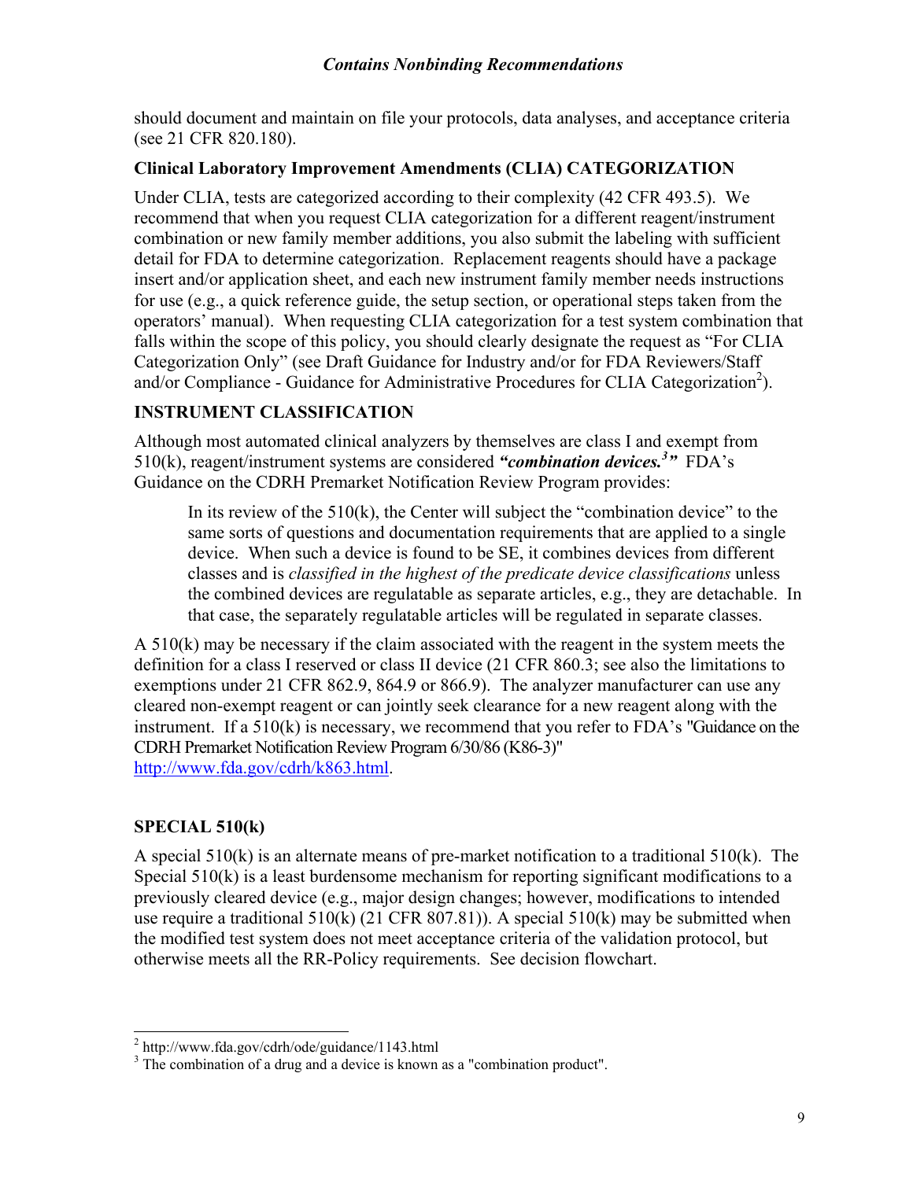should document and maintain on file your protocols, data analyses, and acceptance criteria (see 21 CFR 820.180).

### Clinical Laboratory Improvement Amendments (CLIA) CATEGORIZATION

Under CLIA, tests are categorized according to their complexity (42 CFR 493.5). We recommend that when you request CLIA categorization for a different reagent/instrument combination or new family member additions, you also submit the labeling with sufficient detail for FDA to determine categorization. Replacement reagents should have a package insert and/or application sheet, and each new instrument family member needs instructions for use (e.g., a quick reference guide, the setup section, or operational steps taken from the operators' manual). When requesting CLIA categorization for a test system combination that falls within the scope of this policy, you should clearly designate the request as "For CLIA Categorization Only" (see Draft Guidance for Industry and/or for FDA Reviewers/Staff and/or Compliance - Guidance for Administrative Procedures for CLIA Categorization[2]).

### INSTRUMENT CLASSIFICATION

Although most automated clinical analyzers by themselves are class I and exempt from 510(k), reagent/instrument systems are considered ***"combination devices.[3]"*** FDA's Guidance on the CDRH Premarket Notification Review Program provides:

> In its review of the 510(k), the Center will subject the "combination device" to the same sorts of questions and documentation requirements that are applied to a single device. When such a device is found to be SE, it combines devices from different classes and is *classified in the highest of the predicate device classifications* unless the combined devices are regulatable as separate articles, e.g., they are detachable. In that case, the separately regulatable articles will be regulated in separate classes.

A 510(k) may be necessary if the claim associated with the reagent in the system meets the definition for a class I reserved or class II device (21 CFR 860.3; see also the limitations to exemptions under 21 CFR 862.9, 864.9 or 866.9). The analyzer manufacturer can use any cleared non-exempt reagent or can jointly seek clearance for a new reagent along with the instrument. If a 510(k) is necessary, we recommend that you refer to FDA's "Guidance on the CDRH Premarket Notification Review Program 6/30/86 (K86-3)" http://www.fda.gov/cdrh/k863.html.

### SPECIAL 510(k)

A special 510(k) is an alternate means of pre-market notification to a traditional 510(k). The Special 510(k) is a least burdensome mechanism for reporting significant modifications to a previously cleared device (e.g., major design changes; however, modifications to intended use require a traditional 510(k) (21 CFR 807.81)). A special 510(k) may be submitted when the modified test system does not meet acceptance criteria of the validation protocol, but otherwise meets all the RR-Policy requirements. See decision flowchart.

---

[2] http://www.fda.gov/cdrh/ode/guidance/1143.html

[3] The combination of a drug and a device is known as a "combination product".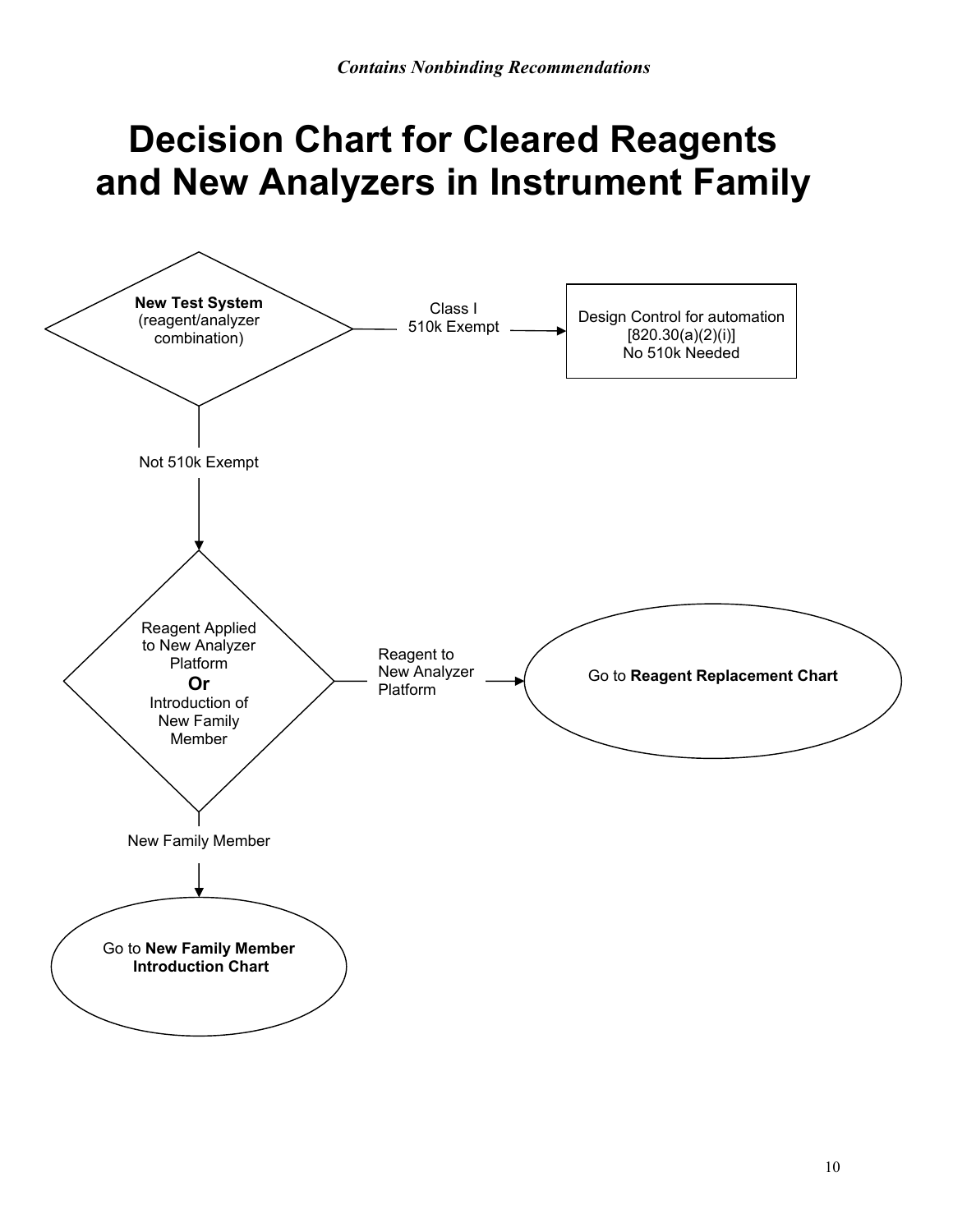*Contains Nonbinding Recommendations*

# Decision Chart for Cleared Reagents and New Analyzers in Instrument Family

**New Test System** (reagent/analyzer combination)

Class I 510k Exempt → Design Control for automation [820.30(a)(2)(i)] No 510k Needed

Not 510k Exempt

↓

Reagent Applied to New Analyzer Platform **Or** Introduction of New Family Member

Reagent to New Analyzer Platform → Go to **Reagent Replacement Chart**

New Family Member

↓

Go to **New Family Member Introduction Chart**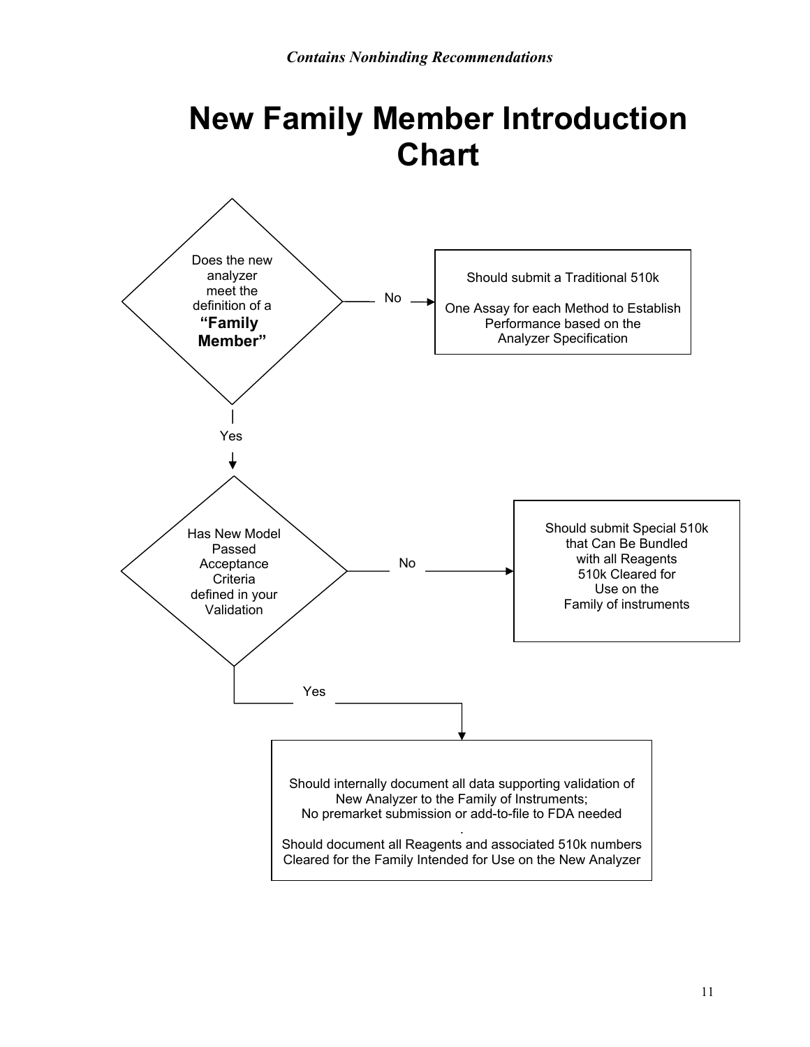*Contains Nonbinding Recommendations*

# New Family Member Introduction Chart

Does the new analyzer meet the definition of a **"Family Member"**

No → Should submit a Traditional 510k

One Assay for each Method to Establish Performance based on the Analyzer Specification

Yes ↓

Has New Model Passed Acceptance Criteria defined in your Validation

No → Should submit Special 510k that Can Be Bundled with all Reagents 510k Cleared for Use on the Family of instruments

Yes ↓

Should internally document all data supporting validation of New Analyzer to the Family of Instruments;
No premarket submission or add-to-file to FDA needed
.
Should document all Reagents and associated 510k numbers Cleared for the Family Intended for Use on the New Analyzer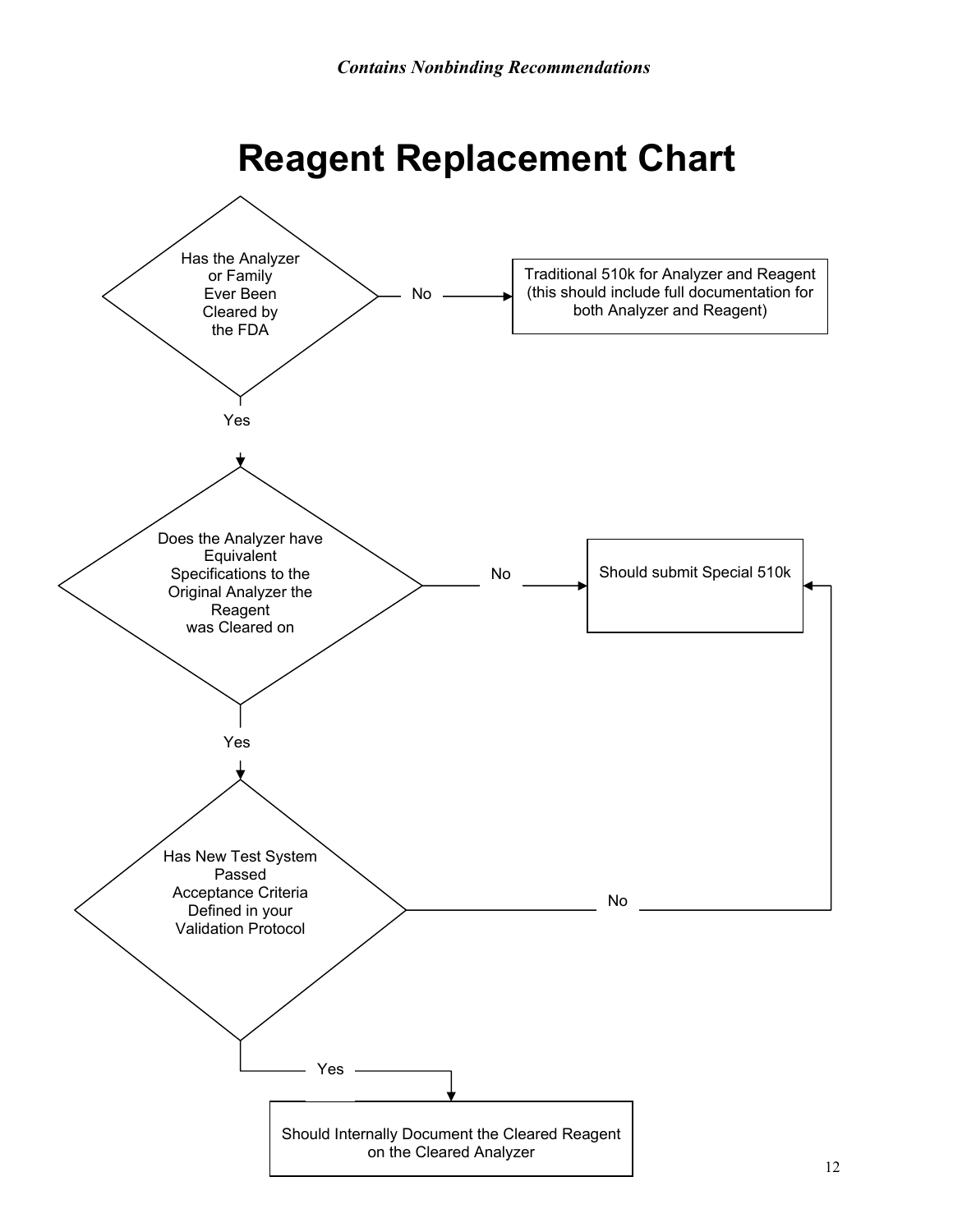# Reagent Replacement Chart

Has the Analyzer or Family Ever Been Cleared by the FDA

No → Traditional 510k for Analyzer and Reagent (this should include full documentation for both Analyzer and Reagent)

Yes ↓

Does the Analyzer have Equivalent Specifications to the Original Analyzer the Reagent was Cleared on

No → Should submit Special 510k

Yes ↓

Has New Test System Passed Acceptance Criteria Defined in your Validation Protocol

No → Should submit Special 510k

Yes → Should Internally Document the Cleared Reagent on the Cleared Analyzer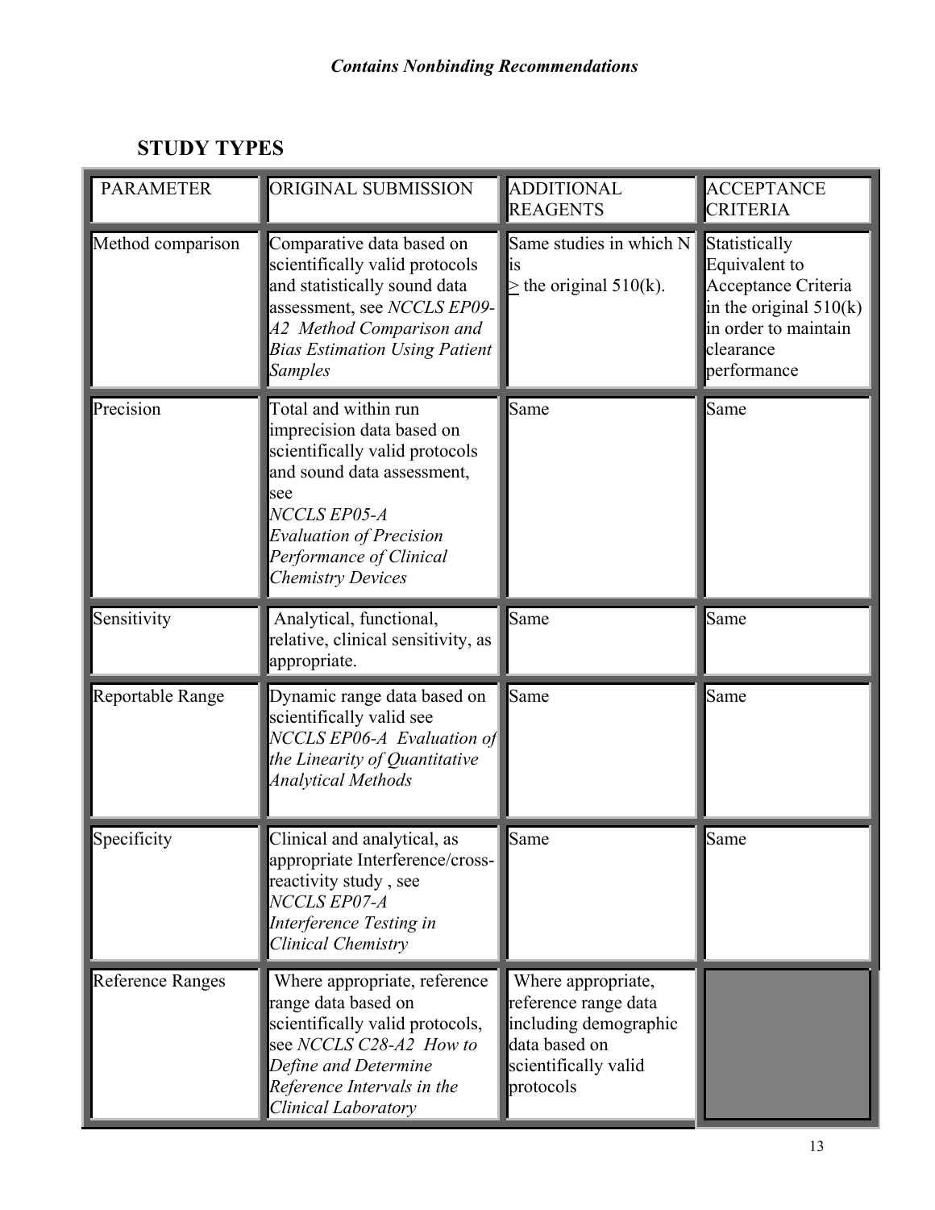## STUDY TYPES

| PARAMETER | ORIGINAL SUBMISSION | ADDITIONAL REAGENTS | ACCEPTANCE CRITERIA |
|---|---|---|---|
| Method comparison | Comparative data based on scientifically valid protocols and statistically sound data assessment, see *NCCLS EP09-A2 Method Comparison and Bias Estimation Using Patient Samples* | Same studies in which N is $\geq$ the original 510(k). | Statistically Equivalent to Acceptance Criteria in the original 510(k) in order to maintain clearance performance |
| Precision | Total and within run imprecision data based on scientifically valid protocols and sound data assessment, see *NCCLS EP05-A Evaluation of Precision Performance of Clinical Chemistry Devices* | Same | Same |
| Sensitivity | Analytical, functional, relative, clinical sensitivity, as appropriate. | Same | Same |
| Reportable Range | Dynamic range data based on scientifically valid see *NCCLS EP06-A Evaluation of the Linearity of Quantitative Analytical Methods* | Same | Same |
| Specificity | Clinical and analytical, as appropriate Interference/cross-reactivity study , see *NCCLS EP07-A Interference Testing in Clinical Chemistry* | Same | Same |
| Reference Ranges | Where appropriate, reference range data based on scientifically valid protocols, see *NCCLS C28-A2 How to Define and Determine Reference Intervals in the Clinical Laboratory* | Where appropriate, reference range data including demographic data based on scientifically valid protocols | |